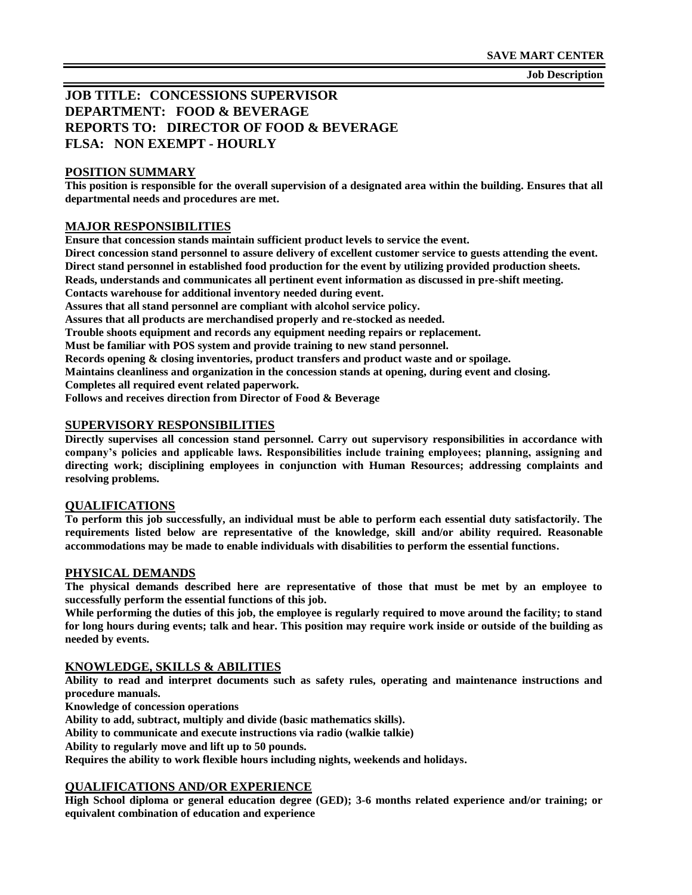SAVE MART CENTER

Job Description

# JOB TITLE: CONCESSIONS SUPERVISOR
# DEPARTMENT: FOOD & BEVERAGE
# REPORTS TO: DIRECTOR OF FOOD & BEVERAGE
# FLSA: NON EXEMPT - HOURLY

## POSITION SUMMARY

**This position is responsible for the overall supervision of a designated area within the building. Ensures that all departmental needs and procedures are met.**

## MAJOR RESPONSIBILITIES

**Ensure that concession stands maintain sufficient product levels to service the event.**
**Direct concession stand personnel to assure delivery of excellent customer service to guests attending the event.**
**Direct stand personnel in established food production for the event by utilizing provided production sheets.**
**Reads, understands and communicates all pertinent event information as discussed in pre-shift meeting.**
**Contacts warehouse for additional inventory needed during event.**
**Assures that all stand personnel are compliant with alcohol service policy.**
**Assures that all products are merchandised properly and re-stocked as needed.**
**Trouble shoots equipment and records any equipment needing repairs or replacement.**
**Must be familiar with POS system and provide training to new stand personnel.**
**Records opening & closing inventories, product transfers and product waste and or spoilage.**
**Maintains cleanliness and organization in the concession stands at opening, during event and closing.**
**Completes all required event related paperwork.**
**Follows and receives direction from Director of Food & Beverage**

## SUPERVISORY RESPONSIBILITIES

**Directly supervises all concession stand personnel. Carry out supervisory responsibilities in accordance with company's policies and applicable laws. Responsibilities include training employees; planning, assigning and directing work; disciplining employees in conjunction with Human Resources; addressing complaints and resolving problems.**

## QUALIFICATIONS

**To perform this job successfully, an individual must be able to perform each essential duty satisfactorily. The requirements listed below are representative of the knowledge, skill and/or ability required. Reasonable accommodations may be made to enable individuals with disabilities to perform the essential functions.**

## PHYSICAL DEMANDS

**The physical demands described here are representative of those that must be met by an employee to successfully perform the essential functions of this job.**

**While performing the duties of this job, the employee is regularly required to move around the facility; to stand for long hours during events; talk and hear. This position may require work inside or outside of the building as needed by events.**

## KNOWLEDGE, SKILLS & ABILITIES

**Ability to read and interpret documents such as safety rules, operating and maintenance instructions and procedure manuals.**
**Knowledge of concession operations**
**Ability to add, subtract, multiply and divide (basic mathematics skills).**
**Ability to communicate and execute instructions via radio (walkie talkie)**
**Ability to regularly move and lift up to 50 pounds.**
**Requires the ability to work flexible hours including nights, weekends and holidays.**

## QUALIFICATIONS AND/OR EXPERIENCE

**High School diploma or general education degree (GED); 3-6 months related experience and/or training; or equivalent combination of education and experience**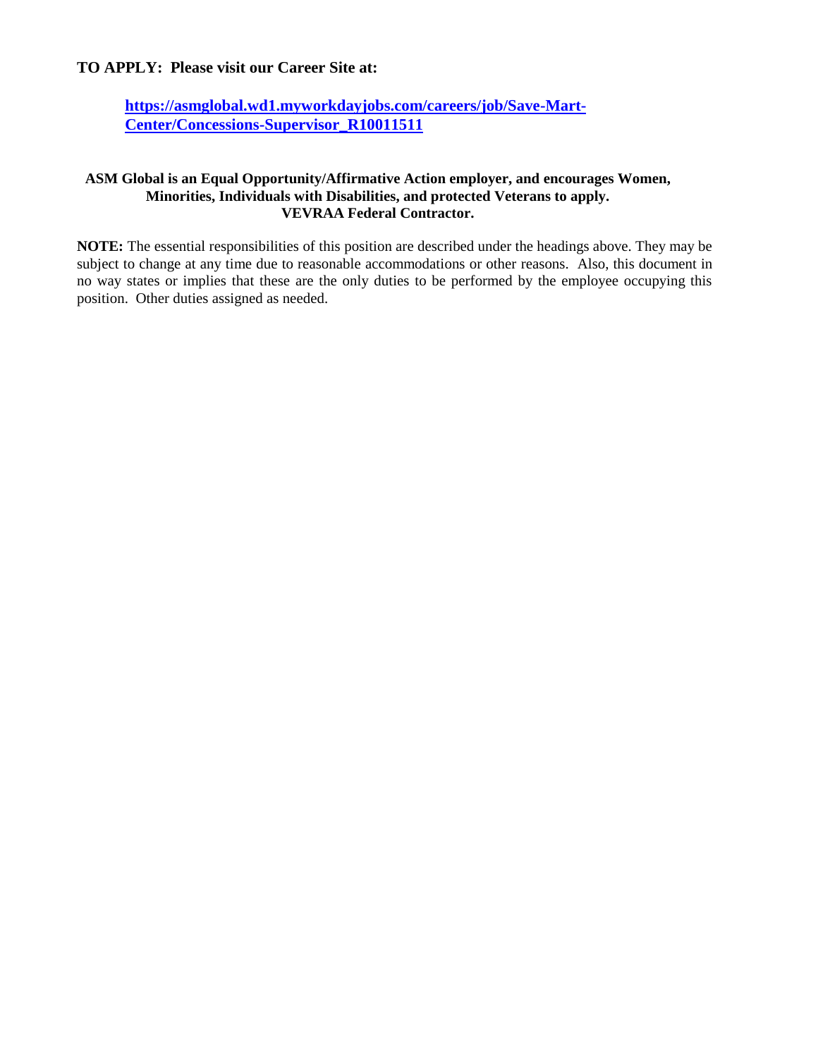**TO APPLY: Please visit our Career Site at:**

**https://asmglobal.wd1.myworkdayjobs.com/careers/job/Save-Mart-Center/Concessions-Supervisor_R10011511**

**ASM Global is an Equal Opportunity/Affirmative Action employer, and encourages Women, Minorities, Individuals with Disabilities, and protected Veterans to apply. VEVRAA Federal Contractor.**

**NOTE:** The essential responsibilities of this position are described under the headings above. They may be subject to change at any time due to reasonable accommodations or other reasons. Also, this document in no way states or implies that these are the only duties to be performed by the employee occupying this position. Other duties assigned as needed.